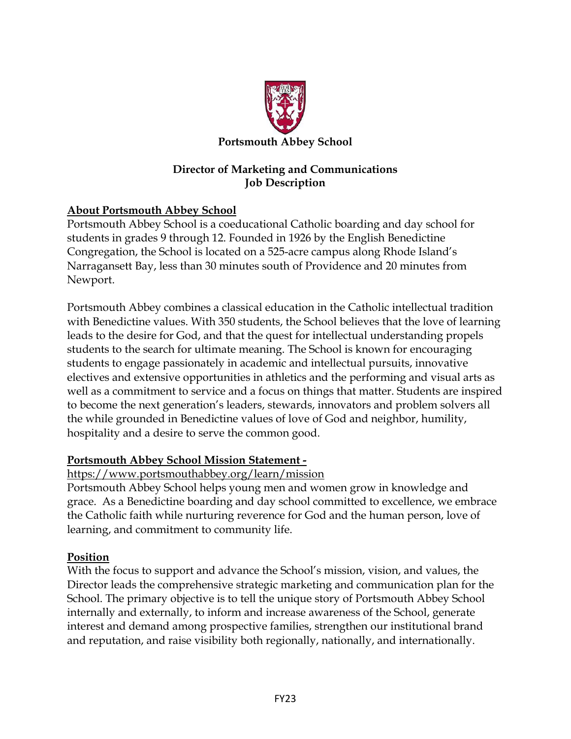**Portsmouth Abbey School**

# Director of Marketing and Communications
# Job Description

## About Portsmouth Abbey School

Portsmouth Abbey School is a coeducational Catholic boarding and day school for students in grades 9 through 12. Founded in 1926 by the English Benedictine Congregation, the School is located on a 525-acre campus along Rhode Island's Narragansett Bay, less than 30 minutes south of Providence and 20 minutes from Newport.

Portsmouth Abbey combines a classical education in the Catholic intellectual tradition with Benedictine values. With 350 students, the School believes that the love of learning leads to the desire for God, and that the quest for intellectual understanding propels students to the search for ultimate meaning. The School is known for encouraging students to engage passionately in academic and intellectual pursuits, innovative electives and extensive opportunities in athletics and the performing and visual arts as well as a commitment to service and a focus on things that matter. Students are inspired to become the next generation's leaders, stewards, innovators and problem solvers all the while grounded in Benedictine values of love of God and neighbor, humility, hospitality and a desire to serve the common good.

## Portsmouth Abbey School Mission Statement -

https://www.portsmouthabbey.org/learn/mission

Portsmouth Abbey School helps young men and women grow in knowledge and grace. As a Benedictine boarding and day school committed to excellence, we embrace the Catholic faith while nurturing reverence for God and the human person, love of learning, and commitment to community life.

## Position

With the focus to support and advance the School's mission, vision, and values, the Director leads the comprehensive strategic marketing and communication plan for the School. The primary objective is to tell the unique story of Portsmouth Abbey School internally and externally, to inform and increase awareness of the School, generate interest and demand among prospective families, strengthen our institutional brand and reputation, and raise visibility both regionally, nationally, and internationally.

FY23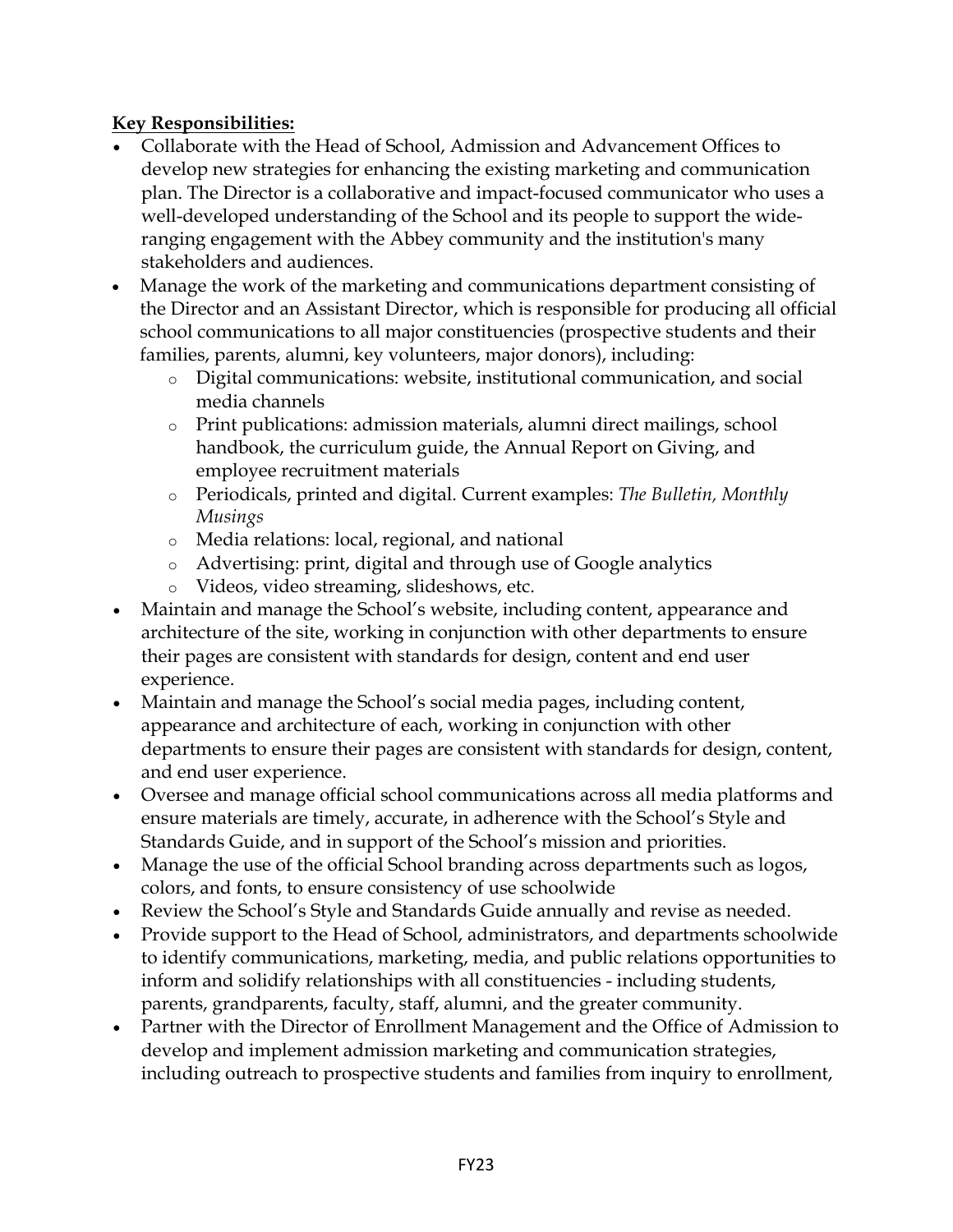**Key Responsibilities:**

- Collaborate with the Head of School, Admission and Advancement Offices to develop new strategies for enhancing the existing marketing and communication plan. The Director is a collaborative and impact-focused communicator who uses a well-developed understanding of the School and its people to support the wide-ranging engagement with the Abbey community and the institution's many stakeholders and audiences.
- Manage the work of the marketing and communications department consisting of the Director and an Assistant Director, which is responsible for producing all official school communications to all major constituencies (prospective students and their families, parents, alumni, key volunteers, major donors), including:
  - Digital communications: website, institutional communication, and social media channels
  - Print publications: admission materials, alumni direct mailings, school handbook, the curriculum guide, the Annual Report on Giving, and employee recruitment materials
  - Periodicals, printed and digital. Current examples: *The Bulletin, Monthly Musings*
  - Media relations: local, regional, and national
  - Advertising: print, digital and through use of Google analytics
  - Videos, video streaming, slideshows, etc.
- Maintain and manage the School's website, including content, appearance and architecture of the site, working in conjunction with other departments to ensure their pages are consistent with standards for design, content and end user experience.
- Maintain and manage the School's social media pages, including content, appearance and architecture of each, working in conjunction with other departments to ensure their pages are consistent with standards for design, content, and end user experience.
- Oversee and manage official school communications across all media platforms and ensure materials are timely, accurate, in adherence with the School's Style and Standards Guide, and in support of the School's mission and priorities.
- Manage the use of the official School branding across departments such as logos, colors, and fonts, to ensure consistency of use schoolwide
- Review the School's Style and Standards Guide annually and revise as needed.
- Provide support to the Head of School, administrators, and departments schoolwide to identify communications, marketing, media, and public relations opportunities to inform and solidify relationships with all constituencies - including students, parents, grandparents, faculty, staff, alumni, and the greater community.
- Partner with the Director of Enrollment Management and the Office of Admission to develop and implement admission marketing and communication strategies, including outreach to prospective students and families from inquiry to enrollment,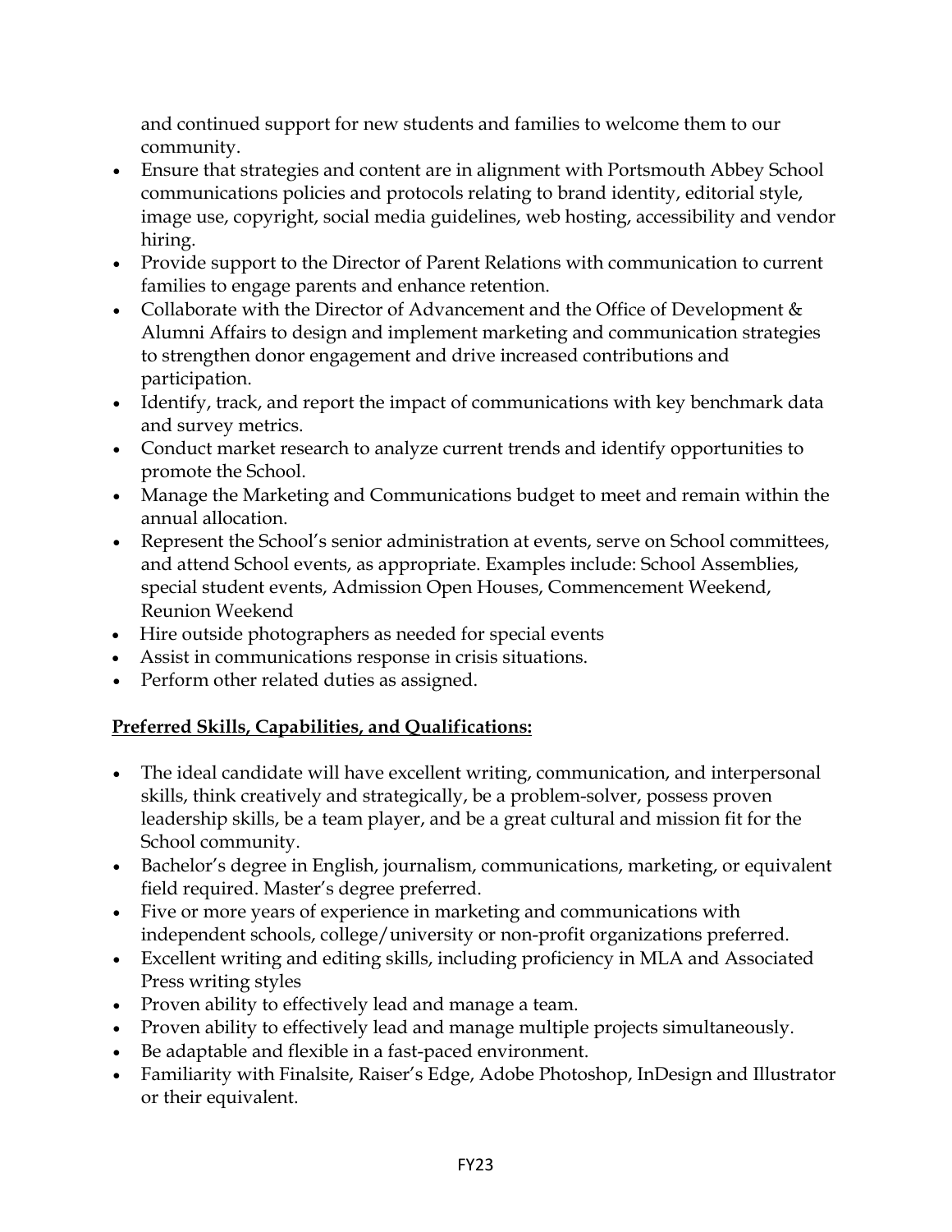and continued support for new students and families to welcome them to our community.

- Ensure that strategies and content are in alignment with Portsmouth Abbey School communications policies and protocols relating to brand identity, editorial style, image use, copyright, social media guidelines, web hosting, accessibility and vendor hiring.
- Provide support to the Director of Parent Relations with communication to current families to engage parents and enhance retention.
- Collaborate with the Director of Advancement and the Office of Development & Alumni Affairs to design and implement marketing and communication strategies to strengthen donor engagement and drive increased contributions and participation.
- Identify, track, and report the impact of communications with key benchmark data and survey metrics.
- Conduct market research to analyze current trends and identify opportunities to promote the School.
- Manage the Marketing and Communications budget to meet and remain within the annual allocation.
- Represent the School's senior administration at events, serve on School committees, and attend School events, as appropriate. Examples include: School Assemblies, special student events, Admission Open Houses, Commencement Weekend, Reunion Weekend
- Hire outside photographers as needed for special events
- Assist in communications response in crisis situations.
- Perform other related duties as assigned.

**Preferred Skills, Capabilities, and Qualifications:**

- The ideal candidate will have excellent writing, communication, and interpersonal skills, think creatively and strategically, be a problem-solver, possess proven leadership skills, be a team player, and be a great cultural and mission fit for the School community.
- Bachelor's degree in English, journalism, communications, marketing, or equivalent field required. Master's degree preferred.
- Five or more years of experience in marketing and communications with independent schools, college/university or non-profit organizations preferred.
- Excellent writing and editing skills, including proficiency in MLA and Associated Press writing styles
- Proven ability to effectively lead and manage a team.
- Proven ability to effectively lead and manage multiple projects simultaneously.
- Be adaptable and flexible in a fast-paced environment.
- Familiarity with Finalsite, Raiser's Edge, Adobe Photoshop, InDesign and Illustrator or their equivalent.

FY23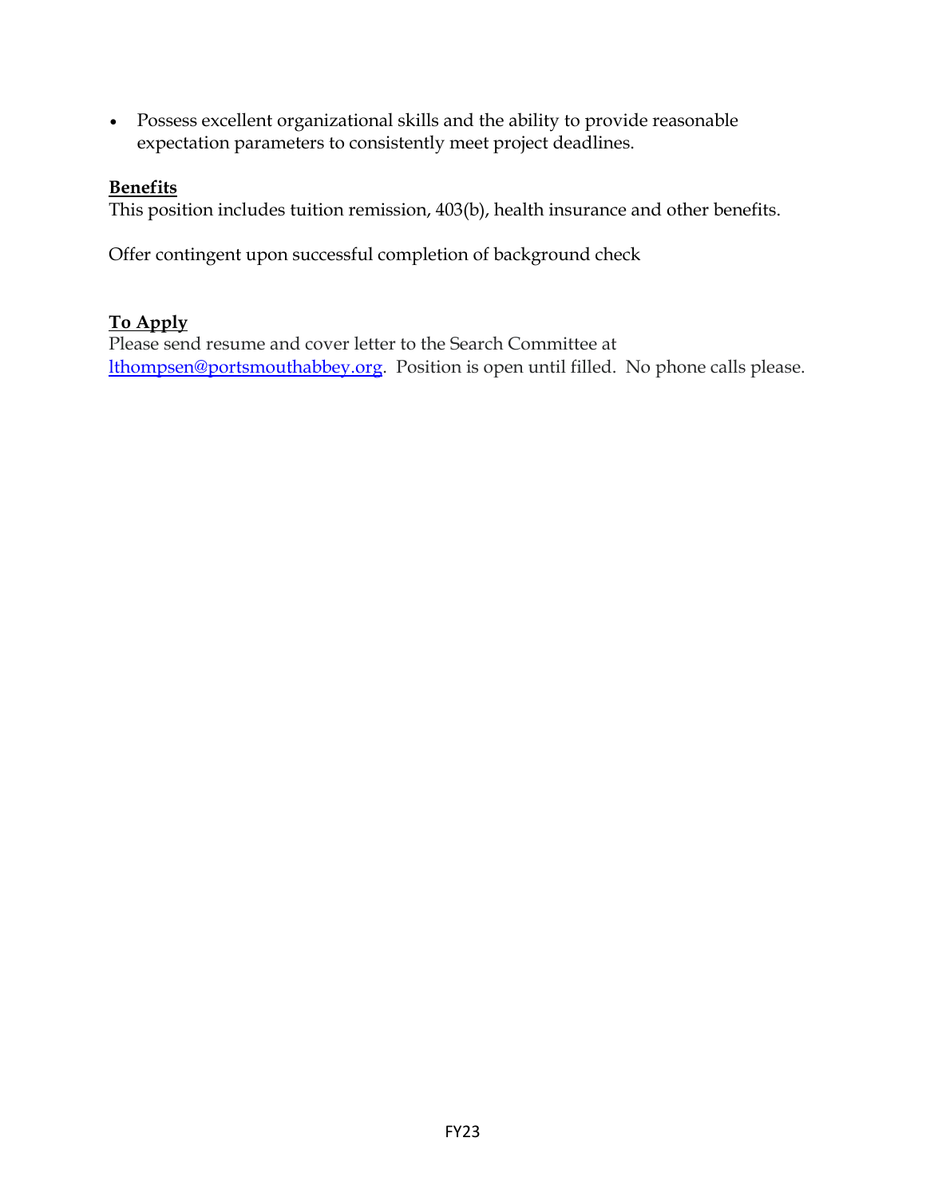- Possess excellent organizational skills and the ability to provide reasonable expectation parameters to consistently meet project deadlines.

**Benefits**

This position includes tuition remission, 403(b), health insurance and other benefits.

Offer contingent upon successful completion of background check

**To Apply**

Please send resume and cover letter to the Search Committee at lthompsen@portsmouthabbey.org. Position is open until filled. No phone calls please.

FY23